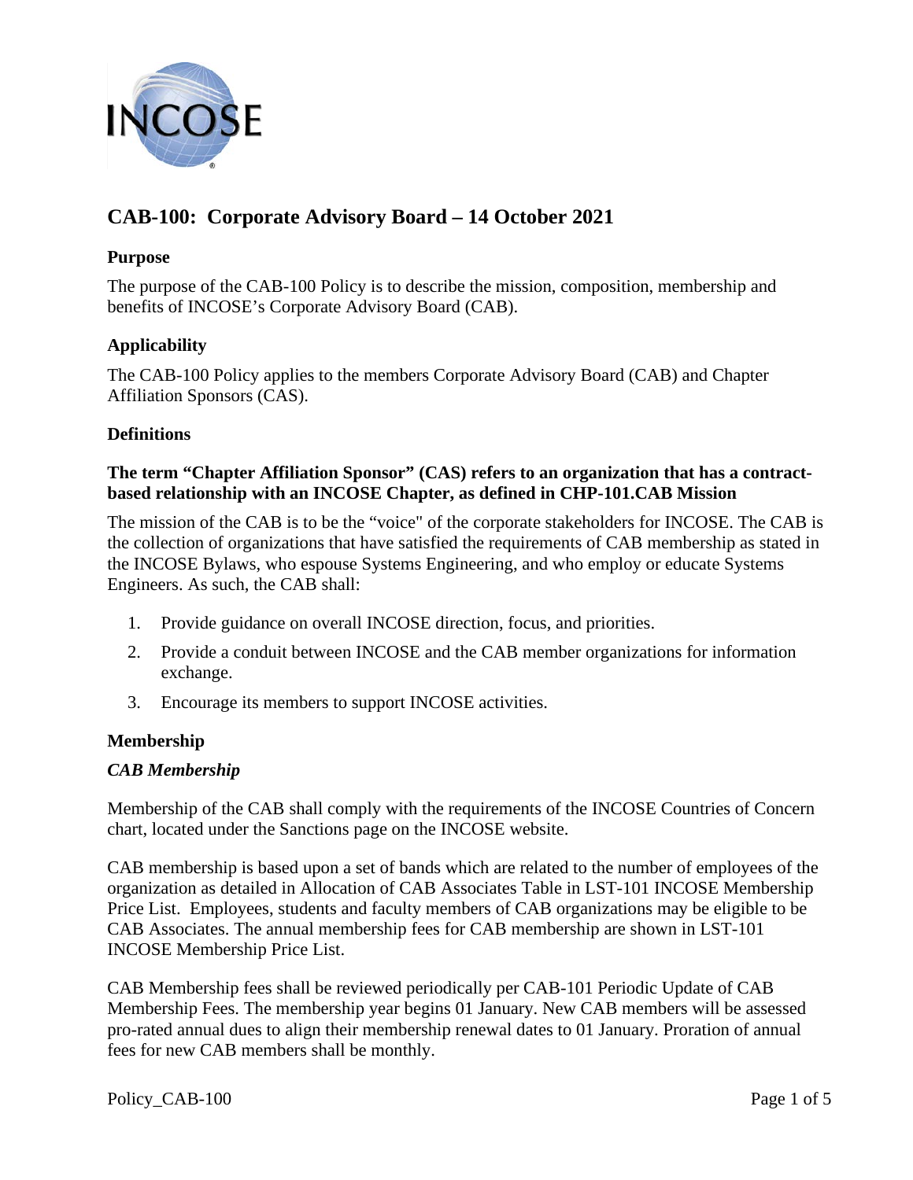# CAB-100: Corporate Advisory Board – 14 October 2021

## Purpose

The purpose of the CAB-100 Policy is to describe the mission, composition, membership and benefits of INCOSE's Corporate Advisory Board (CAB).

## Applicability

The CAB-100 Policy applies to the members Corporate Advisory Board (CAB) and Chapter Affiliation Sponsors (CAS).

## Definitions

### The term "Chapter Affiliation Sponsor" (CAS) refers to an organization that has a contract-based relationship with an INCOSE Chapter, as defined in CHP-101.CAB Mission

The mission of the CAB is to be the "voice" of the corporate stakeholders for INCOSE. The CAB is the collection of organizations that have satisfied the requirements of CAB membership as stated in the INCOSE Bylaws, who espouse Systems Engineering, and who employ or educate Systems Engineers. As such, the CAB shall:

1. Provide guidance on overall INCOSE direction, focus, and priorities.
2. Provide a conduit between INCOSE and the CAB member organizations for information exchange.
3. Encourage its members to support INCOSE activities.

## Membership

### *CAB Membership*

Membership of the CAB shall comply with the requirements of the INCOSE Countries of Concern chart, located under the Sanctions page on the INCOSE website.

CAB membership is based upon a set of bands which are related to the number of employees of the organization as detailed in Allocation of CAB Associates Table in LST-101 INCOSE Membership Price List. Employees, students and faculty members of CAB organizations may be eligible to be CAB Associates. The annual membership fees for CAB membership are shown in LST-101 INCOSE Membership Price List.

CAB Membership fees shall be reviewed periodically per CAB-101 Periodic Update of CAB Membership Fees. The membership year begins 01 January. New CAB members will be assessed pro-rated annual dues to align their membership renewal dates to 01 January. Proration of annual fees for new CAB members shall be monthly.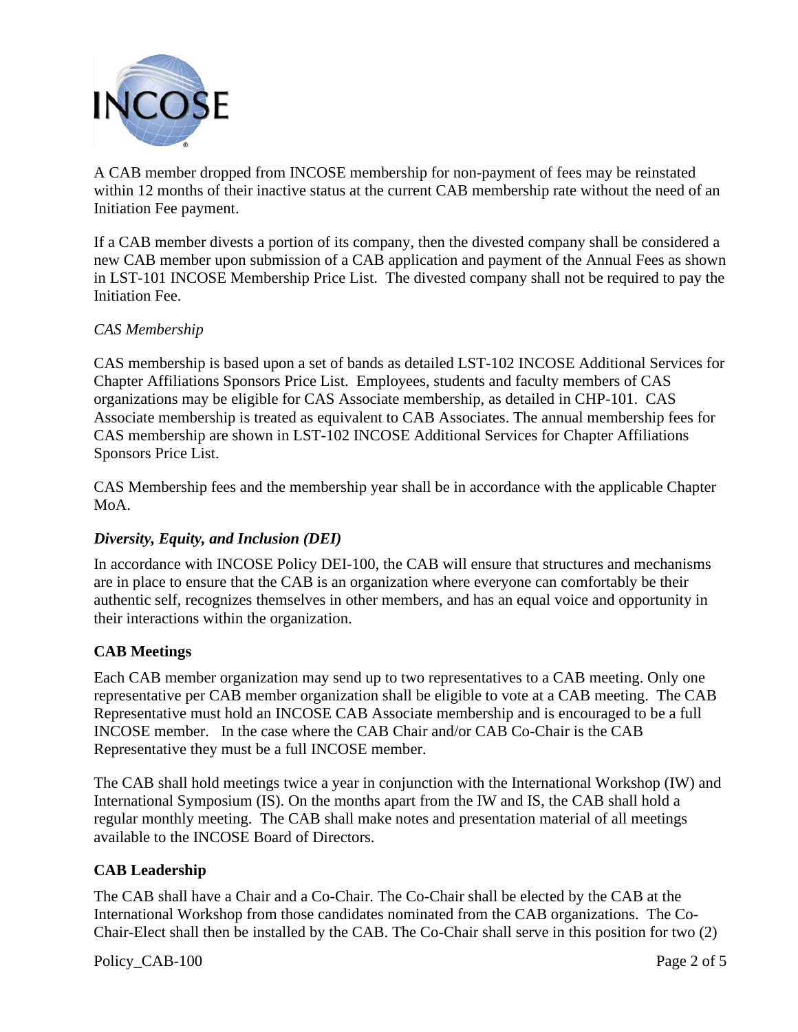A CAB member dropped from INCOSE membership for non-payment of fees may be reinstated within 12 months of their inactive status at the current CAB membership rate without the need of an Initiation Fee payment.

If a CAB member divests a portion of its company, then the divested company shall be considered a new CAB member upon submission of a CAB application and payment of the Annual Fees as shown in LST-101 INCOSE Membership Price List. The divested company shall not be required to pay the Initiation Fee.

*CAS Membership*

CAS membership is based upon a set of bands as detailed LST-102 INCOSE Additional Services for Chapter Affiliations Sponsors Price List. Employees, students and faculty members of CAS organizations may be eligible for CAS Associate membership, as detailed in CHP-101. CAS Associate membership is treated as equivalent to CAB Associates. The annual membership fees for CAS membership are shown in LST-102 INCOSE Additional Services for Chapter Affiliations Sponsors Price List.

CAS Membership fees and the membership year shall be in accordance with the applicable Chapter MoA.

### *Diversity, Equity, and Inclusion (DEI)*

In accordance with INCOSE Policy DEI-100, the CAB will ensure that structures and mechanisms are in place to ensure that the CAB is an organization where everyone can comfortably be their authentic self, recognizes themselves in other members, and has an equal voice and opportunity in their interactions within the organization.

## CAB Meetings

Each CAB member organization may send up to two representatives to a CAB meeting. Only one representative per CAB member organization shall be eligible to vote at a CAB meeting. The CAB Representative must hold an INCOSE CAB Associate membership and is encouraged to be a full INCOSE member. In the case where the CAB Chair and/or CAB Co-Chair is the CAB Representative they must be a full INCOSE member.

The CAB shall hold meetings twice a year in conjunction with the International Workshop (IW) and International Symposium (IS). On the months apart from the IW and IS, the CAB shall hold a regular monthly meeting. The CAB shall make notes and presentation material of all meetings available to the INCOSE Board of Directors.

## CAB Leadership

The CAB shall have a Chair and a Co-Chair. The Co-Chair shall be elected by the CAB at the International Workshop from those candidates nominated from the CAB organizations. The Co-Chair-Elect shall then be installed by the CAB. The Co-Chair shall serve in this position for two (2)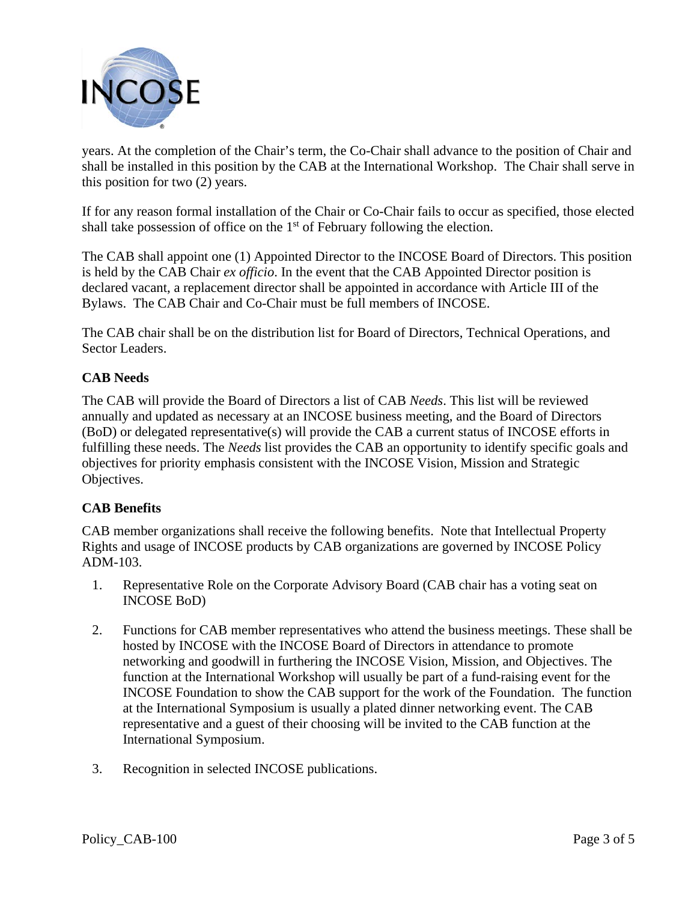years. At the completion of the Chair's term, the Co-Chair shall advance to the position of Chair and shall be installed in this position by the CAB at the International Workshop. The Chair shall serve in this position for two (2) years.

If for any reason formal installation of the Chair or Co-Chair fails to occur as specified, those elected shall take possession of office on the 1st of February following the election.

The CAB shall appoint one (1) Appointed Director to the INCOSE Board of Directors. This position is held by the CAB Chair *ex officio*. In the event that the CAB Appointed Director position is declared vacant, a replacement director shall be appointed in accordance with Article III of the Bylaws. The CAB Chair and Co-Chair must be full members of INCOSE.

The CAB chair shall be on the distribution list for Board of Directors, Technical Operations, and Sector Leaders.

### CAB Needs

The CAB will provide the Board of Directors a list of CAB *Needs*. This list will be reviewed annually and updated as necessary at an INCOSE business meeting, and the Board of Directors (BoD) or delegated representative(s) will provide the CAB a current status of INCOSE efforts in fulfilling these needs. The *Needs* list provides the CAB an opportunity to identify specific goals and objectives for priority emphasis consistent with the INCOSE Vision, Mission and Strategic Objectives.

### CAB Benefits

CAB member organizations shall receive the following benefits. Note that Intellectual Property Rights and usage of INCOSE products by CAB organizations are governed by INCOSE Policy ADM-103.

1. Representative Role on the Corporate Advisory Board (CAB chair has a voting seat on INCOSE BoD)

2. Functions for CAB member representatives who attend the business meetings. These shall be hosted by INCOSE with the INCOSE Board of Directors in attendance to promote networking and goodwill in furthering the INCOSE Vision, Mission, and Objectives. The function at the International Workshop will usually be part of a fund-raising event for the INCOSE Foundation to show the CAB support for the work of the Foundation. The function at the International Symposium is usually a plated dinner networking event. The CAB representative and a guest of their choosing will be invited to the CAB function at the International Symposium.

3. Recognition in selected INCOSE publications.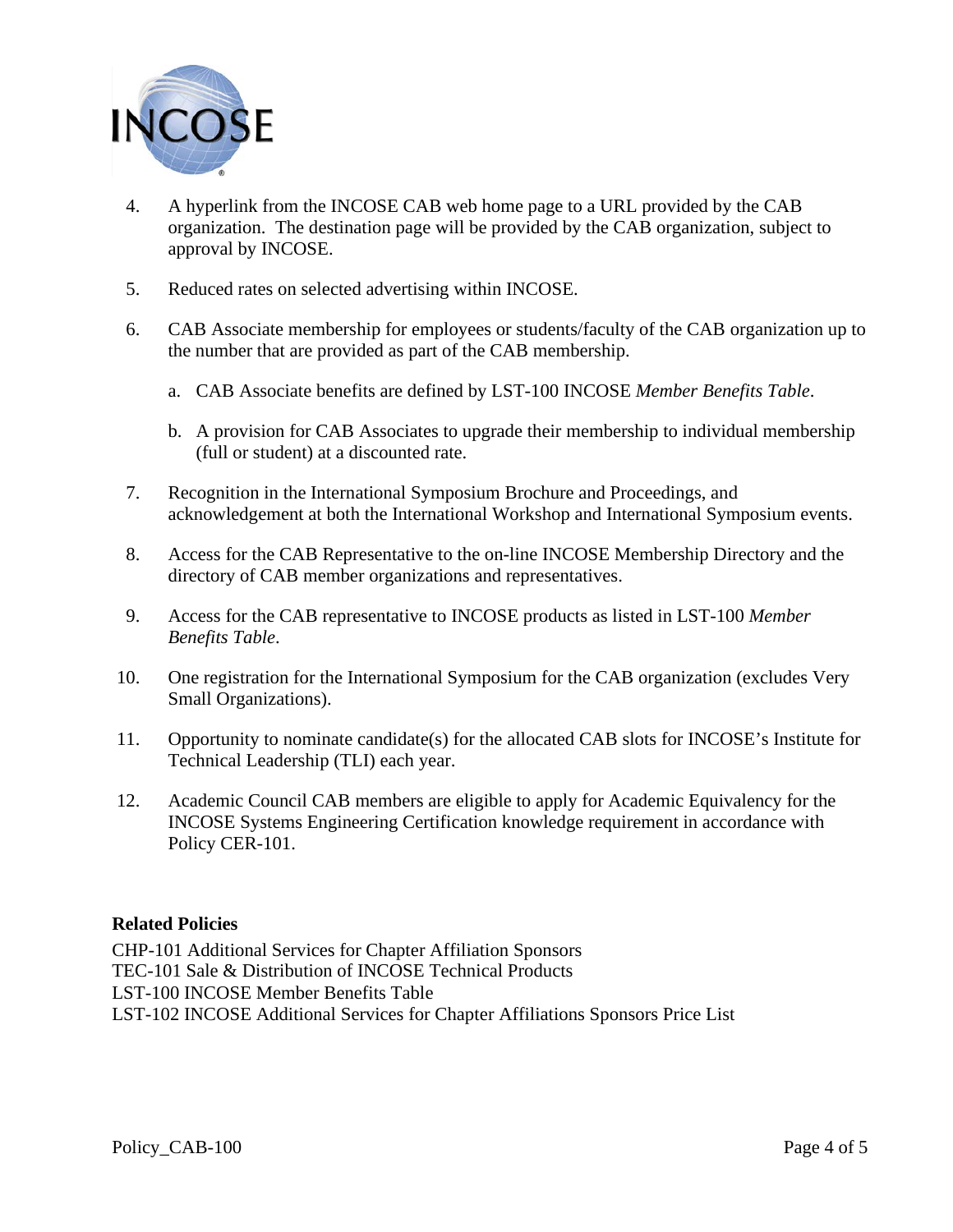4. A hyperlink from the INCOSE CAB web home page to a URL provided by the CAB organization. The destination page will be provided by the CAB organization, subject to approval by INCOSE.

5. Reduced rates on selected advertising within INCOSE.

6. CAB Associate membership for employees or students/faculty of the CAB organization up to the number that are provided as part of the CAB membership.

   a. CAB Associate benefits are defined by LST-100 INCOSE *Member Benefits Table*.

   b. A provision for CAB Associates to upgrade their membership to individual membership (full or student) at a discounted rate.

7. Recognition in the International Symposium Brochure and Proceedings, and acknowledgement at both the International Workshop and International Symposium events.

8. Access for the CAB Representative to the on-line INCOSE Membership Directory and the directory of CAB member organizations and representatives.

9. Access for the CAB representative to INCOSE products as listed in LST-100 *Member Benefits Table*.

10. One registration for the International Symposium for the CAB organization (excludes Very Small Organizations).

11. Opportunity to nominate candidate(s) for the allocated CAB slots for INCOSE's Institute for Technical Leadership (TLI) each year.

12. Academic Council CAB members are eligible to apply for Academic Equivalency for the INCOSE Systems Engineering Certification knowledge requirement in accordance with Policy CER-101.

**Related Policies**

CHP-101 Additional Services for Chapter Affiliation Sponsors
TEC-101 Sale & Distribution of INCOSE Technical Products
LST-100 INCOSE Member Benefits Table
LST-102 INCOSE Additional Services for Chapter Affiliations Sponsors Price List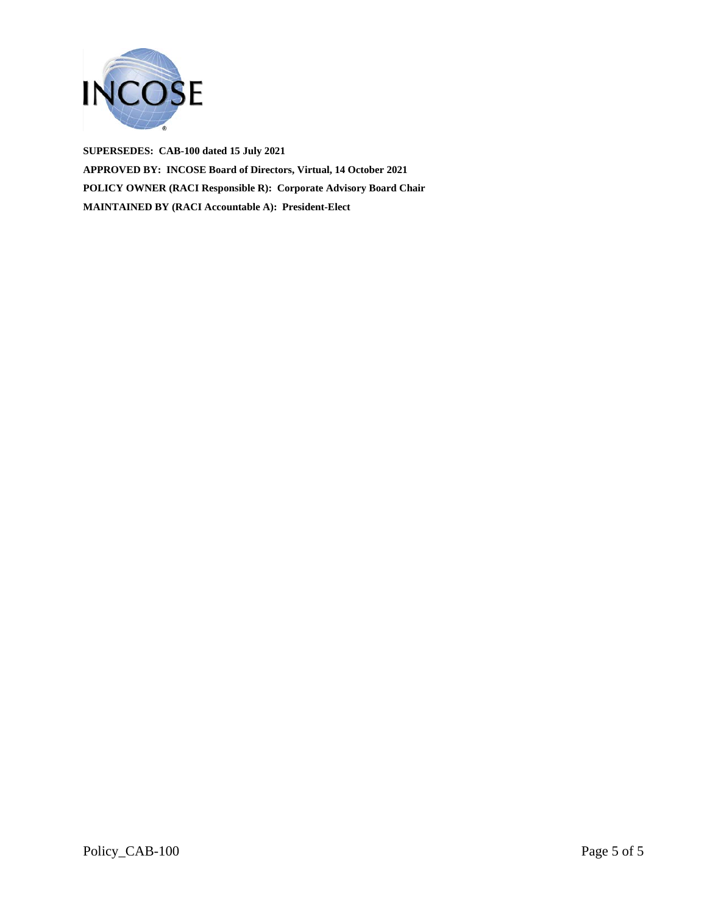**SUPERSEDES: CAB-100 dated 15 July 2021**

**APPROVED BY: INCOSE Board of Directors, Virtual, 14 October 2021**

**POLICY OWNER (RACI Responsible R): Corporate Advisory Board Chair**

**MAINTAINED BY (RACI Accountable A): President-Elect**